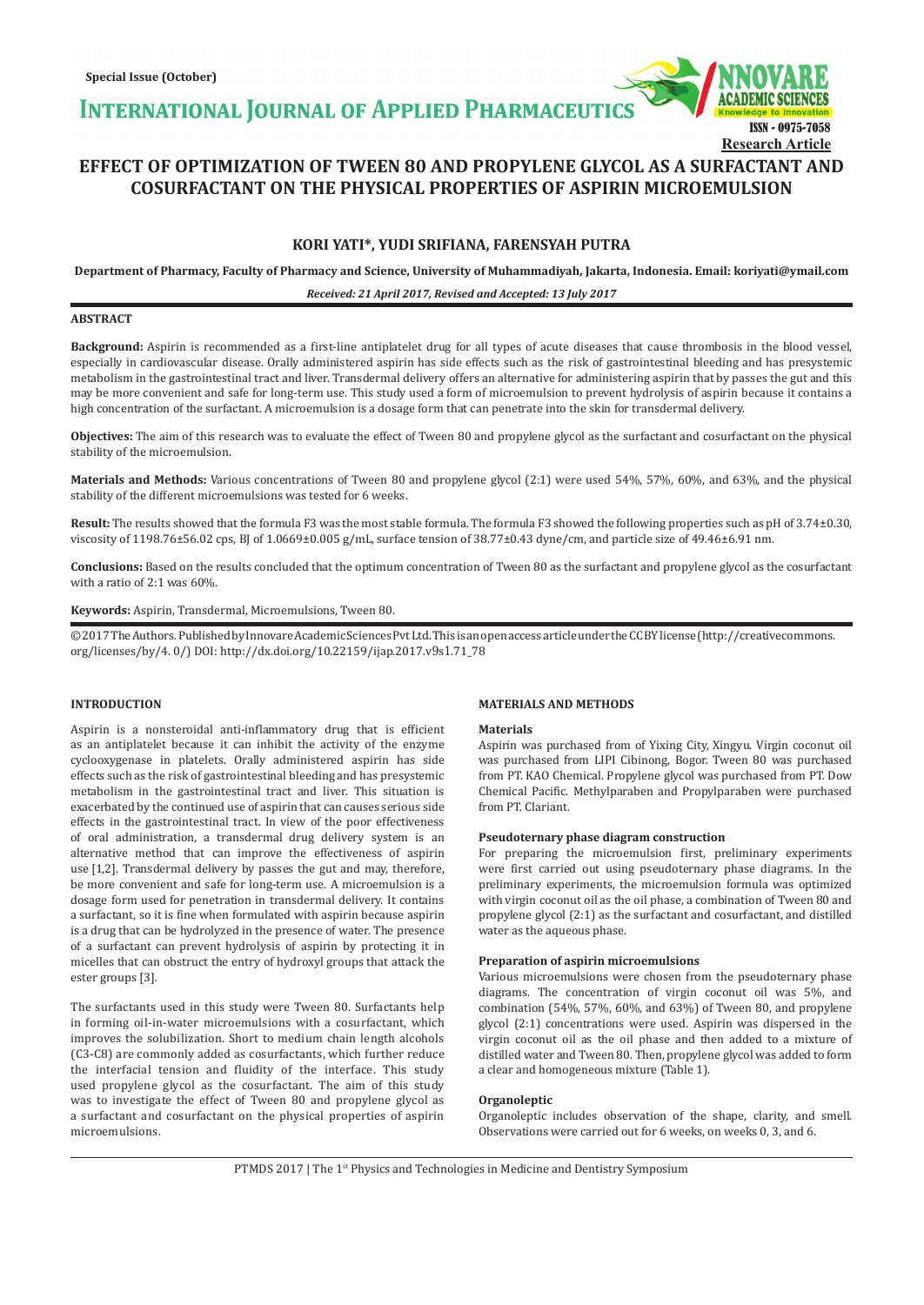# EFFECT OF OPTIMIZATION OF TWEEN 80 AND PROPYLENE GLYCOL AS A SURFACTANT AND COSURFACTANT ON THE PHYSICAL PROPERTIES OF ASPIRIN MICROEMULSION

**KORI YATI*, YUDI SRIFIANA, FARENSYAH PUTRA**

**Department of Pharmacy, Faculty of Pharmacy and Science, University of Muhammadiyah, Jakarta, Indonesia. Email: koriyati@ymail.com**

***Received: 21 April 2017, Revised and Accepted: 13 July 2017***

## ABSTRACT

**Background:** Aspirin is recommended as a first-line antiplatelet drug for all types of acute diseases that cause thrombosis in the blood vessel, especially in cardiovascular disease. Orally administered aspirin has side effects such as the risk of gastrointestinal bleeding and has presystemic metabolism in the gastrointestinal tract and liver. Transdermal delivery offers an alternative for administering aspirin that by passes the gut and this may be more convenient and safe for long-term use. This study used a form of microemulsion to prevent hydrolysis of aspirin because it contains a high concentration of the surfactant. A microemulsion is a dosage form that can penetrate into the skin for transdermal delivery.

**Objectives:** The aim of this research was to evaluate the effect of Tween 80 and propylene glycol as the surfactant and cosurfactant on the physical stability of the microemulsion.

**Materials and Methods:** Various concentrations of Tween 80 and propylene glycol (2:1) were used 54%, 57%, 60%, and 63%, and the physical stability of the different microemulsions was tested for 6 weeks.

**Result:** The results showed that the formula F3 was the most stable formula. The formula F3 showed the following properties such as pH of 3.74±0.30, viscosity of 1198.76±56.02 cps, BJ of 1.0669±0.005 g/mL, surface tension of 38.77±0.43 dyne/cm, and particle size of 49.46±6.91 nm.

**Conclusions:** Based on the results concluded that the optimum concentration of Tween 80 as the surfactant and propylene glycol as the cosurfactant with a ratio of 2:1 was 60%.

**Keywords:** Aspirin, Transdermal, Microemulsions, Tween 80.

© 2017 The Authors. Published by Innovare Academic Sciences Pvt Ltd. This is an open access article under the CC BY license (http://creativecommons.org/licenses/by/4. 0/) DOI: http://dx.doi.org/10.22159/ijap.2017.v9s1.71_78

## INTRODUCTION

Aspirin is a nonsteroidal anti-inflammatory drug that is efficient as an antiplatelet because it can inhibit the activity of the enzyme cyclooxygenase in platelets. Orally administered aspirin has side effects such as the risk of gastrointestinal bleeding and has presystemic metabolism in the gastrointestinal tract and liver. This situation is exacerbated by the continued use of aspirin that can causes serious side effects in the gastrointestinal tract. In view of the poor effectiveness of oral administration, a transdermal drug delivery system is an alternative method that can improve the effectiveness of aspirin use [1,2]. Transdermal delivery by passes the gut and may, therefore, be more convenient and safe for long-term use. A microemulsion is a dosage form used for penetration in transdermal delivery. It contains a surfactant, so it is fine when formulated with aspirin because aspirin is a drug that can be hydrolyzed in the presence of water. The presence of a surfactant can prevent hydrolysis of aspirin by protecting it in micelles that can obstruct the entry of hydroxyl groups that attack the ester groups [3].

The surfactants used in this study were Tween 80. Surfactants help in forming oil-in-water microemulsions with a cosurfactant, which improves the solubilization. Short to medium chain length alcohols (C3-C8) are commonly added as cosurfactants, which further reduce the interfacial tension and fluidity of the interface. This study used propylene glycol as the cosurfactant. The aim of this study was to investigate the effect of Tween 80 and propylene glycol as a surfactant and cosurfactant on the physical properties of aspirin microemulsions.

## MATERIALS AND METHODS

### Materials

Aspirin was purchased from of Yixing City, Xingyu. Virgin coconut oil was purchased from LIPI Cibinong, Bogor. Tween 80 was purchased from PT. KAO Chemical. Propylene glycol was purchased from PT. Dow Chemical Pacific. Methylparaben and Propylparaben were purchased from PT. Clariant.

### Pseudoternary phase diagram construction

For preparing the microemulsion first, preliminary experiments were first carried out using pseudoternary phase diagrams. In the preliminary experiments, the microemulsion formula was optimized with virgin coconut oil as the oil phase, a combination of Tween 80 and propylene glycol (2:1) as the surfactant and cosurfactant, and distilled water as the aqueous phase.

### Preparation of aspirin microemulsions

Various microemulsions were chosen from the pseudoternary phase diagrams. The concentration of virgin coconut oil was 5%, and combination (54%, 57%, 60%, and 63%) of Tween 80, and propylene glycol (2:1) concentrations were used. Aspirin was dispersed in the virgin coconut oil as the oil phase and then added to a mixture of distilled water and Tween 80. Then, propylene glycol was added to form a clear and homogeneous mixture (Table 1).

### Organoleptic

Organoleptic includes observation of the shape, clarity, and smell. Observations were carried out for 6 weeks, on weeks 0, 3, and 6.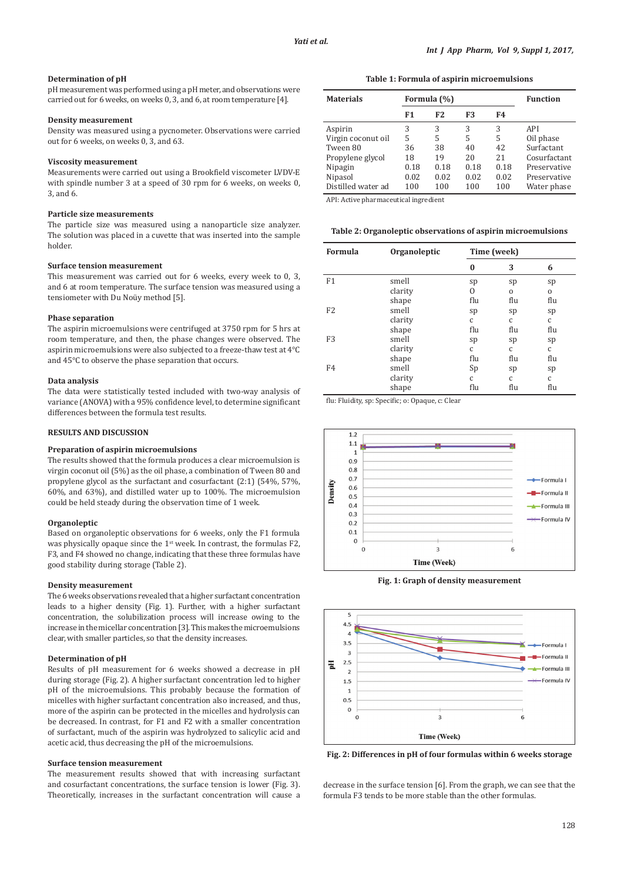#### Determination of pH

pH measurement was performed using a pH meter, and observations were carried out for 6 weeks, on weeks 0, 3, and 6, at room temperature [4].

#### Density measurement

Density was measured using a pycnometer. Observations were carried out for 6 weeks, on weeks 0, 3, and 63.

#### Viscosity measurement

Measurements were carried out using a Brookfield viscometer LVDV-E with spindle number 3 at a speed of 30 rpm for 6 weeks, on weeks 0, 3, and 6.

#### Particle size measurements

The particle size was measured using a nanoparticle size analyzer. The solution was placed in a cuvette that was inserted into the sample holder.

#### Surface tension measurement

This measurement was carried out for 6 weeks, every week to 0, 3, and 6 at room temperature. The surface tension was measured using a tensiometer with Du Noüy method [5].

#### Phase separation

The aspirin microemulsions were centrifuged at 3750 rpm for 5 hrs at room temperature, and then, the phase changes were observed. The aspirin microemulsions were also subjected to a freeze-thaw test at 4°C and 45°C to observe the phase separation that occurs.

#### Data analysis

The data were statistically tested included with two-way analysis of variance (ANOVA) with a 95% confidence level, to determine significant differences between the formula test results.

## RESULTS AND DISCUSSION

#### Preparation of aspirin microemulsions

The results showed that the formula produces a clear microemulsion is virgin coconut oil (5%) as the oil phase, a combination of Tween 80 and propylene glycol as the surfactant and cosurfactant (2:1) (54%, 57%, 60%, and 63%), and distilled water up to 100%. The microemulsion could be held steady during the observation time of 1 week.

#### Organoleptic

Based on organoleptic observations for 6 weeks, only the F1 formula was physically opaque since the 1st week. In contrast, the formulas F2, F3, and F4 showed no change, indicating that these three formulas have good stability during storage (Table 2).

#### Density measurement

The 6 weeks observations revealed that a higher surfactant concentration leads to a higher density (Fig. 1). Further, with a higher surfactant concentration, the solubilization process will increase owing to the increase in the micellar concentration [3]. This makes the microemulsions clear, with smaller particles, so that the density increases.

#### Determination of pH

Results of pH measurement for 6 weeks showed a decrease in pH during storage (Fig. 2). A higher surfactant concentration led to higher pH of the microemulsions. This probably because the formation of micelles with higher surfactant concentration also increased, and thus, more of the aspirin can be protected in the micelles and hydrolysis can be decreased. In contrast, for F1 and F2 with a smaller concentration of surfactant, much of the aspirin was hydrolyzed to salicylic acid and acetic acid, thus decreasing the pH of the microemulsions.

#### Surface tension measurement

The measurement results showed that with increasing surfactant and cosurfactant concentrations, the surface tension is lower (Fig. 3). Theoretically, increases in the surfactant concentration will cause a decrease in the surface tension [6]. From the graph, we can see that the formula F3 tends to be more stable than the other formulas.

**Table 1: Formula of aspirin microemulsions**

| Materials | Formula (%) | | | | Function |
|---|---|---|---|---|---|
| | F1 | F2 | F3 | F4 | |
| Aspirin | 3 | 3 | 3 | 3 | API |
| Virgin coconut oil | 5 | 5 | 5 | 5 | Oil phase |
| Tween 80 | 36 | 38 | 40 | 42 | Surfactant |
| Propylene glycol | 18 | 19 | 20 | 21 | Cosurfactant |
| Nipagin | 0.18 | 0.18 | 0.18 | 0.18 | Preservative |
| Nipasol | 0.02 | 0.02 | 0.02 | 0.02 | Preservative |
| Distilled water ad | 100 | 100 | 100 | 100 | Water phase |

API: Active pharmaceutical ingredient

**Table 2: Organoleptic observations of aspirin microemulsions**

| Formula | Organoleptic | Time (week) | | |
|---|---|---|---|---|
| | | 0 | 3 | 6 |
| F1 | smell | sp | sp | sp |
| | clarity | O | o | o |
| | shape | flu | flu | flu |
| F2 | smell | sp | sp | sp |
| | clarity | c | c | c |
| | shape | flu | flu | flu |
| F3 | smell | sp | sp | sp |
| | clarity | c | c | c |
| | shape | flu | flu | flu |
| F4 | smell | Sp | sp | sp |
| | clarity | c | c | c |
| | shape | flu | flu | flu |

flu: Fluidity, sp: Specific; o: Opaque, c: Clear

**Fig. 1: Graph of density measurement**

**Fig. 2: Differences in pH of four formulas within 6 weeks storage**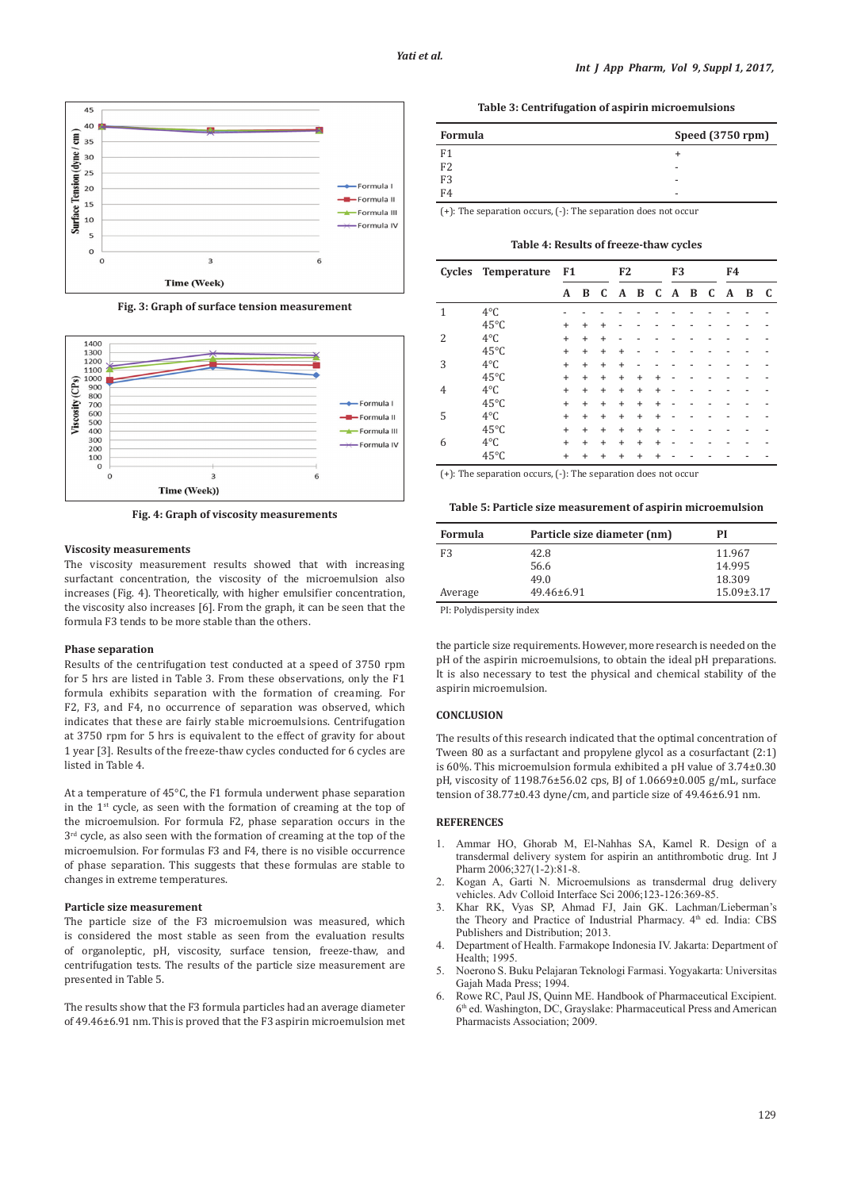45
40
35
30
25
20
15
10
5
0
Surface Tension (dyne / cm)
0
3
6
Time (Week)
Formula I
Formula II
Formula III
Formula IV

Fig. 3: Graph of surface tension measurement

1400
1300
1200
1100
1000
900
800
700
600
500
400
300
200
100
0
Viscosity (CPs)
0
3
6
Time (Week))
Formula I
Formula II
Formula III
Formula IV

Fig. 4: Graph of viscosity measurements

### Viscosity measurements

The viscosity measurement results showed that with increasing surfactant concentration, the viscosity of the microemulsion also increases (Fig. 4). Theoretically, with higher emulsifier concentration, the viscosity also increases [6]. From the graph, it can be seen that the formula F3 tends to be more stable than the others.

### Phase separation

Results of the centrifugation test conducted at a speed of 3750 rpm for 5 hrs are listed in Table 3. From these observations, only the F1 formula exhibits separation with the formation of creaming. For F2, F3, and F4, no occurrence of separation was observed, which indicates that these are fairly stable microemulsions. Centrifugation at 3750 rpm for 5 hrs is equivalent to the effect of gravity for about 1 year [3]. Results of the freeze-thaw cycles conducted for 6 cycles are listed in Table 4.

At a temperature of 45°C, the F1 formula underwent phase separation in the 1st cycle, as seen with the formation of creaming at the top of the microemulsion. For formula F2, phase separation occurs in the 3rd cycle, as also seen with the formation of creaming at the top of the microemulsion. For formulas F3 and F4, there is no visible occurrence of phase separation. This suggests that these formulas are stable to changes in extreme temperatures.

### Particle size measurement

The particle size of the F3 microemulsion was measured, which is considered the most stable as seen from the evaluation results of organoleptic, pH, viscosity, surface tension, freeze-thaw, and centrifugation tests. The results of the particle size measurement are presented in Table 5.

The results show that the F3 formula particles had an average diameter of 49.46±6.91 nm. This is proved that the F3 aspirin microemulsion met the particle size requirements. However, more research is needed on the pH of the aspirin microemulsions, to obtain the ideal pH preparations. It is also necessary to test the physical and chemical stability of the aspirin microemulsion.

**Table 3: Centrifugation of aspirin microemulsions**

| Formula | Speed (3750 rpm) |
|---|---|
| F1 | + |
| F2 | - |
| F3 | - |
| F4 | - |

(+): The separation occurs, (-): The separation does not occur

**Table 4: Results of freeze-thaw cycles**

| Cycles | Temperature | F1 | | | F2 | | | F3 | | | F4 | | |
|---|---|---|---|---|---|---|---|---|---|---|---|---|---|
| | | A | B | C | A | B | C | A | B | C | A | B | C |
| 1 | 4°C | - | - | - | - | - | - | - | - | - | - | - | - |
| | 45°C | + | + | + | - | - | - | - | - | - | - | - | - |
| 2 | 4°C | + | + | + | - | - | - | - | - | - | - | - | - |
| | 45°C | + | + | + | + | - | - | - | - | - | - | - | - |
| 3 | 4°C | + | + | + | + | - | - | - | - | - | - | - | - |
| | 45°C | + | + | + | + | + | + | - | - | - | - | - | - |
| 4 | 4°C | + | + | + | + | + | + | - | - | - | - | - | - |
| | 45°C | + | + | + | + | + | + | - | - | - | - | - | - |
| 5 | 4°C | + | + | + | + | + | + | - | - | - | - | - | - |
| | 45°C | + | + | + | + | + | + | - | - | - | - | - | - |
| 6 | 4°C | + | + | + | + | + | + | - | - | - | - | - | - |
| | 45°C | + | + | + | + | + | + | - | - | - | - | - | - |

(+): The separation occurs, (-): The separation does not occur

**Table 5: Particle size measurement of aspirin microemulsion**

| Formula | Particle size diameter (nm) | PI |
|---|---|---|
| F3 | 42.8 | 11.967 |
| | 56.6 | 14.995 |
| | 49.0 | 18.309 |
| Average | 49.46±6.91 | 15.09±3.17 |

PI: Polydispersity index

## CONCLUSION

The results of this research indicated that the optimal concentration of Tween 80 as a surfactant and propylene glycol as a cosurfactant (2:1) is 60%. This microemulsion formula exhibited a pH value of 3.74±0.30 pH, viscosity of 1198.76±56.02 cps, BJ of 1.0669±0.005 g/mL, surface tension of 38.77±0.43 dyne/cm, and particle size of 49.46±6.91 nm.

## REFERENCES

1. Ammar HO, Ghorab M, El-Nahhas SA, Kamel R. Design of a transdermal delivery system for aspirin an antithrombotic drug. Int J Pharm 2006;327(1-2):81-8.
2. Kogan A, Garti N. Microemulsions as transdermal drug delivery vehicles. Adv Colloid Interface Sci 2006;123-126:369-85.
3. Khar RK, Vyas SP, Ahmad FJ, Jain GK. Lachman/Lieberman's the Theory and Practice of Industrial Pharmacy. 4th ed. India: CBS Publishers and Distribution; 2013.
4. Department of Health. Farmakope Indonesia IV. Jakarta: Department of Health; 1995.
5. Noerono S. Buku Pelajaran Teknologi Farmasi. Yogyakarta: Universitas Gajah Mada Press; 1994.
6. Rowe RC, Paul JS, Quinn ME. Handbook of Pharmaceutical Excipient. 6th ed. Washington, DC, Grayslake: Pharmaceutical Press and American Pharmacists Association; 2009.